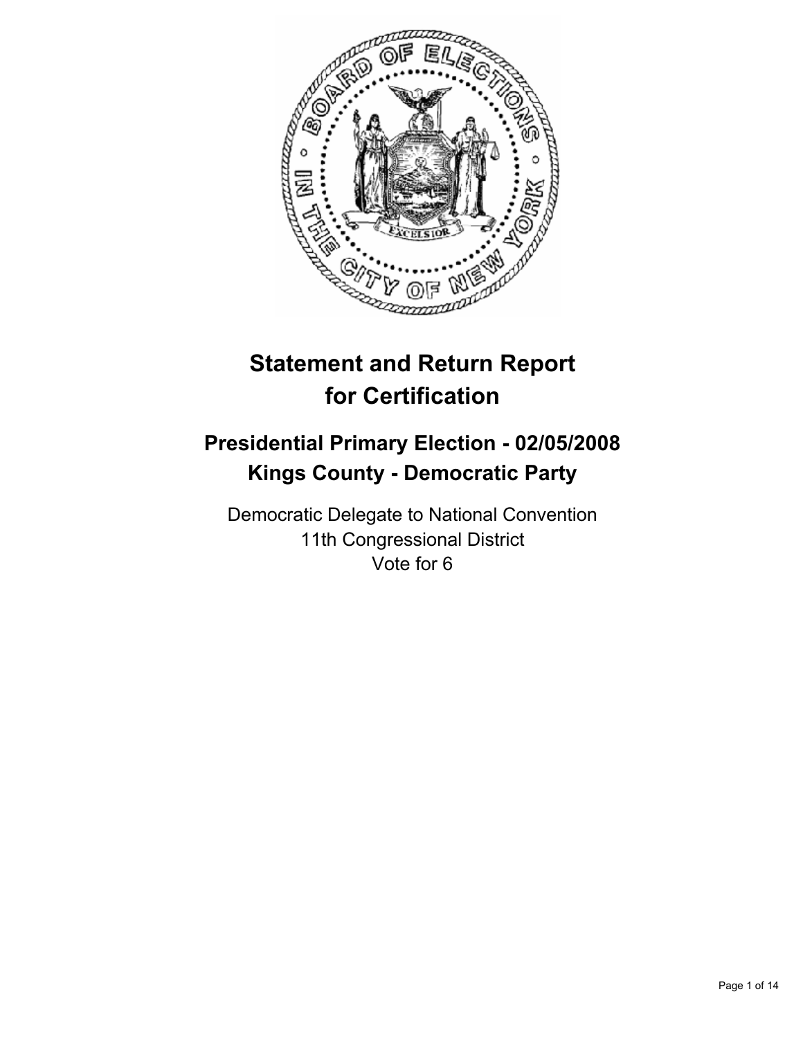# Statement and Return Report for Certification

## Presidential Primary Election - 02/05/2008
## Kings County - Democratic Party

Democratic Delegate to National Convention
11th Congressional District
Vote for 6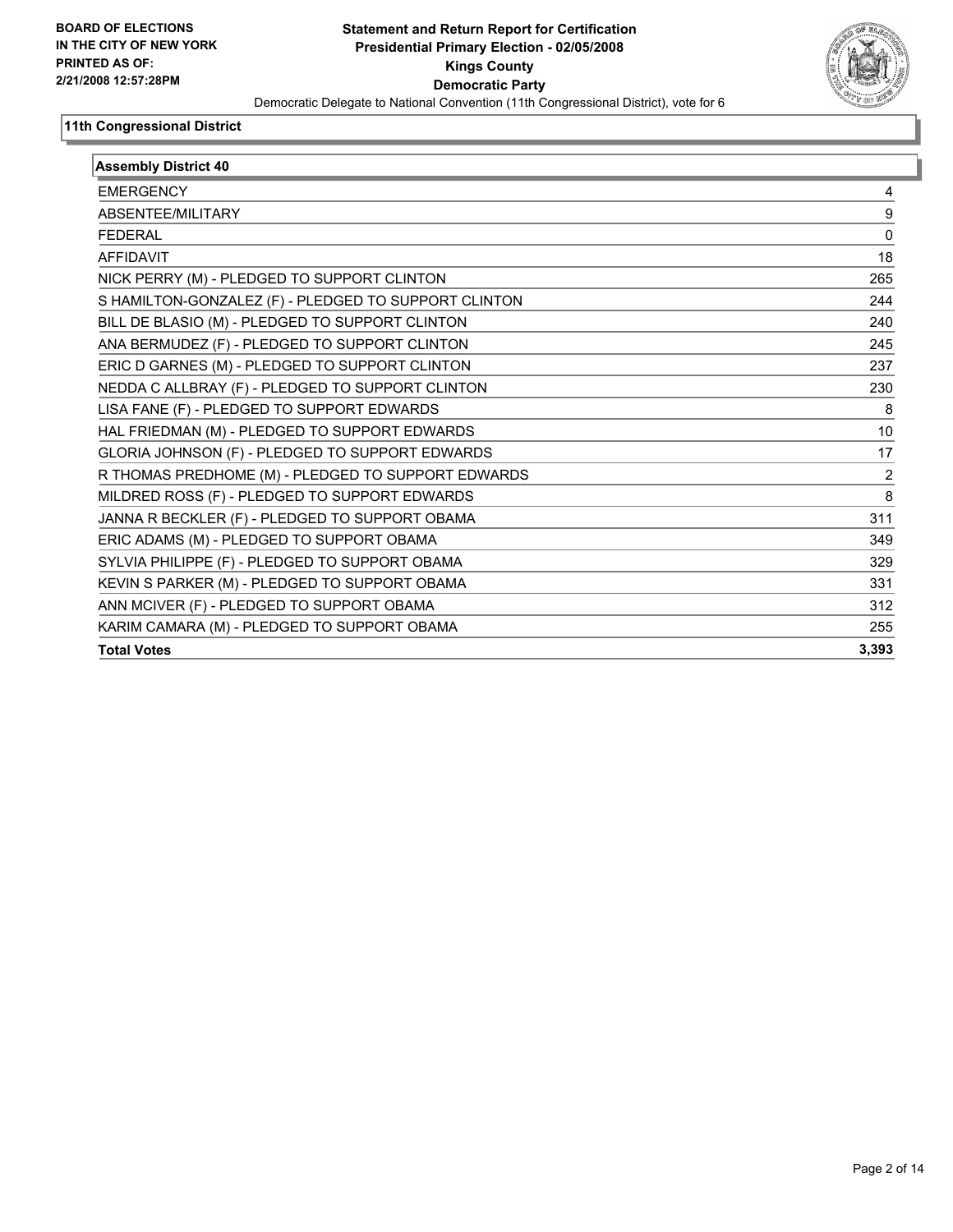**BOARD OF ELECTIONS IN THE CITY OF NEW YORK PRINTED AS OF: 2/21/2008 12:57:28PM**

# Statement and Return Report for Certification
## Presidential Primary Election - 02/05/2008
## Kings County
## Democratic Party
### Democratic Delegate to National Convention (11th Congressional District), vote for 6

**11th Congressional District**

| Assembly District 40 | |
|---|---|
| EMERGENCY | 4 |
| ABSENTEE/MILITARY | 9 |
| FEDERAL | 0 |
| AFFIDAVIT | 18 |
| NICK PERRY (M) - PLEDGED TO SUPPORT CLINTON | 265 |
| S HAMILTON-GONZALEZ (F) - PLEDGED TO SUPPORT CLINTON | 244 |
| BILL DE BLASIO (M) - PLEDGED TO SUPPORT CLINTON | 240 |
| ANA BERMUDEZ (F) - PLEDGED TO SUPPORT CLINTON | 245 |
| ERIC D GARNES (M) - PLEDGED TO SUPPORT CLINTON | 237 |
| NEDDA C ALLBRAY (F) - PLEDGED TO SUPPORT CLINTON | 230 |
| LISA FANE (F) - PLEDGED TO SUPPORT EDWARDS | 8 |
| HAL FRIEDMAN (M) - PLEDGED TO SUPPORT EDWARDS | 10 |
| GLORIA JOHNSON (F) - PLEDGED TO SUPPORT EDWARDS | 17 |
| R THOMAS PREDHOME (M) - PLEDGED TO SUPPORT EDWARDS | 2 |
| MILDRED ROSS (F) - PLEDGED TO SUPPORT EDWARDS | 8 |
| JANNA R BECKLER (F) - PLEDGED TO SUPPORT OBAMA | 311 |
| ERIC ADAMS (M) - PLEDGED TO SUPPORT OBAMA | 349 |
| SYLVIA PHILIPPE (F) - PLEDGED TO SUPPORT OBAMA | 329 |
| KEVIN S PARKER (M) - PLEDGED TO SUPPORT OBAMA | 331 |
| ANN MCIVER (F) - PLEDGED TO SUPPORT OBAMA | 312 |
| KARIM CAMARA (M) - PLEDGED TO SUPPORT OBAMA | 255 |
| **Total Votes** | **3,393** |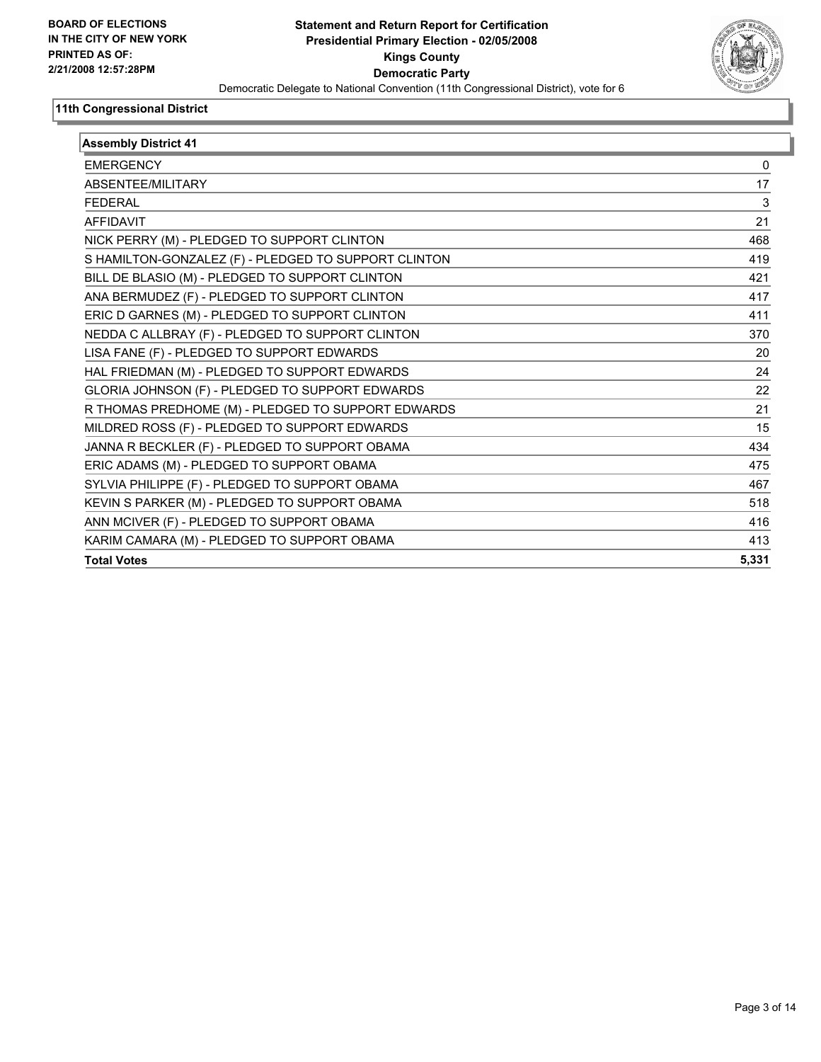**BOARD OF ELECTIONS IN THE CITY OF NEW YORK**
**PRINTED AS OF:**
**2/21/2008 12:57:28PM**

# Statement and Return Report for Certification
## Presidential Primary Election - 02/05/2008
## Kings County
## Democratic Party

Democratic Delegate to National Convention (11th Congressional District), vote for 6

### 11th Congressional District

| Assembly District 41 | |
|---|---|
| EMERGENCY | 0 |
| ABSENTEE/MILITARY | 17 |
| FEDERAL | 3 |
| AFFIDAVIT | 21 |
| NICK PERRY (M) - PLEDGED TO SUPPORT CLINTON | 468 |
| S HAMILTON-GONZALEZ (F) - PLEDGED TO SUPPORT CLINTON | 419 |
| BILL DE BLASIO (M) - PLEDGED TO SUPPORT CLINTON | 421 |
| ANA BERMUDEZ (F) - PLEDGED TO SUPPORT CLINTON | 417 |
| ERIC D GARNES (M) - PLEDGED TO SUPPORT CLINTON | 411 |
| NEDDA C ALLBRAY (F) - PLEDGED TO SUPPORT CLINTON | 370 |
| LISA FANE (F) - PLEDGED TO SUPPORT EDWARDS | 20 |
| HAL FRIEDMAN (M) - PLEDGED TO SUPPORT EDWARDS | 24 |
| GLORIA JOHNSON (F) - PLEDGED TO SUPPORT EDWARDS | 22 |
| R THOMAS PREDHOME (M) - PLEDGED TO SUPPORT EDWARDS | 21 |
| MILDRED ROSS (F) - PLEDGED TO SUPPORT EDWARDS | 15 |
| JANNA R BECKLER (F) - PLEDGED TO SUPPORT OBAMA | 434 |
| ERIC ADAMS (M) - PLEDGED TO SUPPORT OBAMA | 475 |
| SYLVIA PHILIPPE (F) - PLEDGED TO SUPPORT OBAMA | 467 |
| KEVIN S PARKER (M) - PLEDGED TO SUPPORT OBAMA | 518 |
| ANN MCIVER (F) - PLEDGED TO SUPPORT OBAMA | 416 |
| KARIM CAMARA (M) - PLEDGED TO SUPPORT OBAMA | 413 |
| **Total Votes** | **5,331** |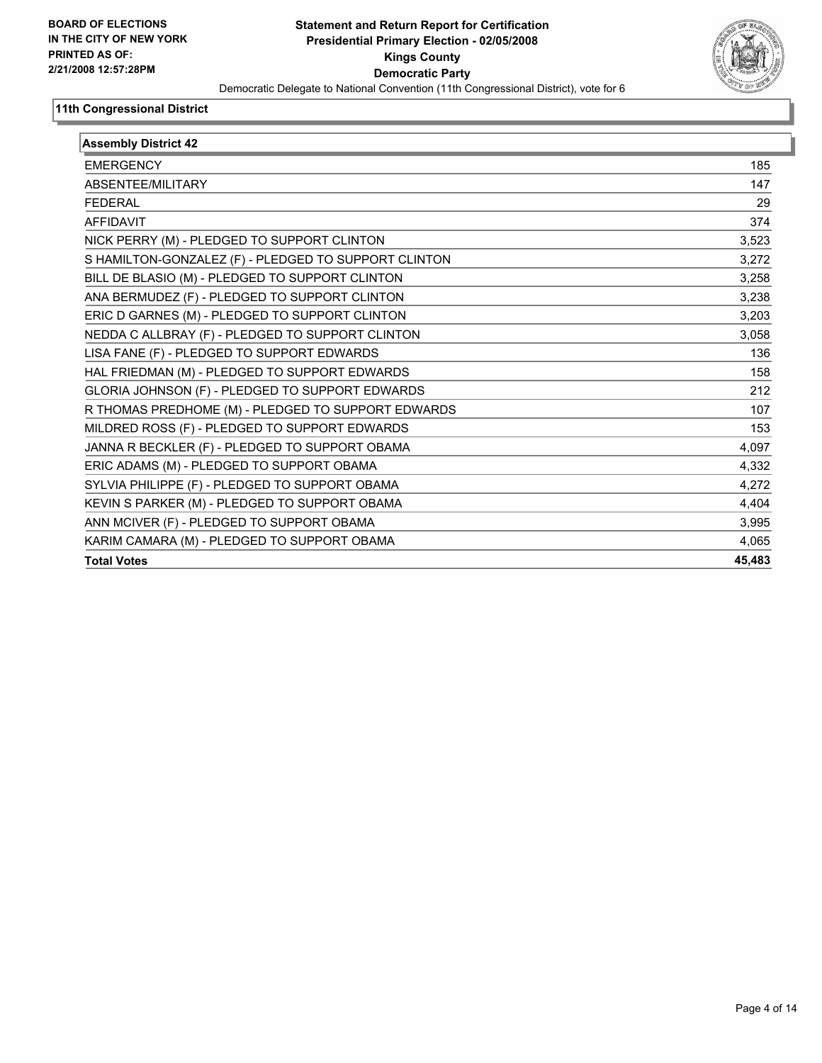**BOARD OF ELECTIONS IN THE CITY OF NEW YORK PRINTED AS OF: 2/21/2008 12:57:28PM**

# Statement and Return Report for Certification
## Presidential Primary Election - 02/05/2008
## Kings County
## Democratic Party

Democratic Delegate to National Convention (11th Congressional District), vote for 6

### 11th Congressional District

| Assembly District 42 | |
|---|---|
| EMERGENCY | 185 |
| ABSENTEE/MILITARY | 147 |
| FEDERAL | 29 |
| AFFIDAVIT | 374 |
| NICK PERRY (M) - PLEDGED TO SUPPORT CLINTON | 3,523 |
| S HAMILTON-GONZALEZ (F) - PLEDGED TO SUPPORT CLINTON | 3,272 |
| BILL DE BLASIO (M) - PLEDGED TO SUPPORT CLINTON | 3,258 |
| ANA BERMUDEZ (F) - PLEDGED TO SUPPORT CLINTON | 3,238 |
| ERIC D GARNES (M) - PLEDGED TO SUPPORT CLINTON | 3,203 |
| NEDDA C ALLBRAY (F) - PLEDGED TO SUPPORT CLINTON | 3,058 |
| LISA FANE (F) - PLEDGED TO SUPPORT EDWARDS | 136 |
| HAL FRIEDMAN (M) - PLEDGED TO SUPPORT EDWARDS | 158 |
| GLORIA JOHNSON (F) - PLEDGED TO SUPPORT EDWARDS | 212 |
| R THOMAS PREDHOME (M) - PLEDGED TO SUPPORT EDWARDS | 107 |
| MILDRED ROSS (F) - PLEDGED TO SUPPORT EDWARDS | 153 |
| JANNA R BECKLER (F) - PLEDGED TO SUPPORT OBAMA | 4,097 |
| ERIC ADAMS (M) - PLEDGED TO SUPPORT OBAMA | 4,332 |
| SYLVIA PHILIPPE (F) - PLEDGED TO SUPPORT OBAMA | 4,272 |
| KEVIN S PARKER (M) - PLEDGED TO SUPPORT OBAMA | 4,404 |
| ANN MCIVER (F) - PLEDGED TO SUPPORT OBAMA | 3,995 |
| KARIM CAMARA (M) - PLEDGED TO SUPPORT OBAMA | 4,065 |
| **Total Votes** | **45,483** |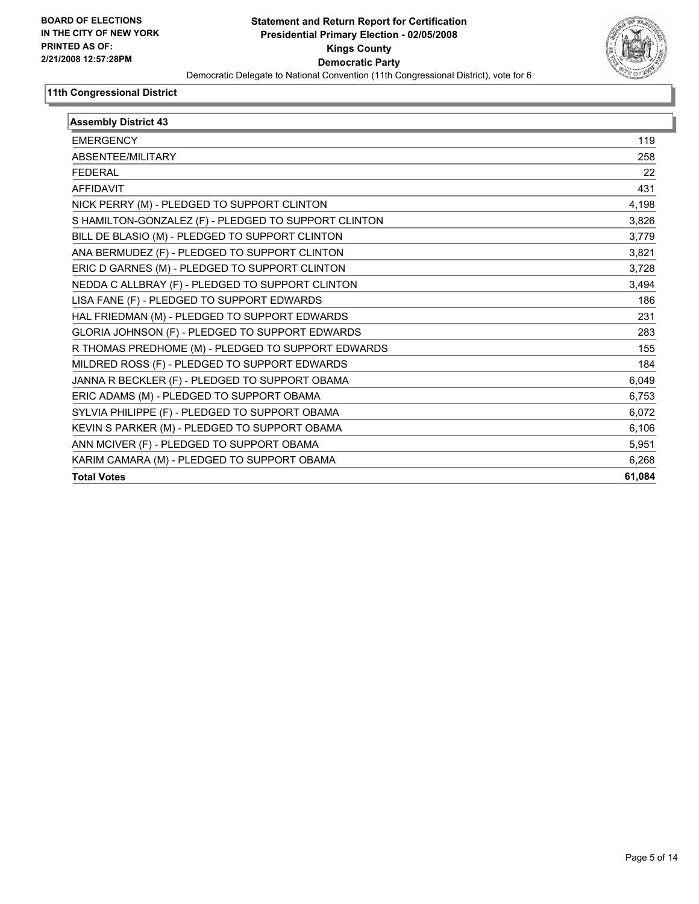**BOARD OF ELECTIONS IN THE CITY OF NEW YORK PRINTED AS OF: 2/21/2008 12:57:28PM**

# Statement and Return Report for Certification
## Presidential Primary Election - 02/05/2008
## Kings County
## Democratic Party

Democratic Delegate to National Convention (11th Congressional District), vote for 6

### 11th Congressional District

| Assembly District 43 | |
|---|---|
| EMERGENCY | 119 |
| ABSENTEE/MILITARY | 258 |
| FEDERAL | 22 |
| AFFIDAVIT | 431 |
| NICK PERRY (M) - PLEDGED TO SUPPORT CLINTON | 4,198 |
| S HAMILTON-GONZALEZ (F) - PLEDGED TO SUPPORT CLINTON | 3,826 |
| BILL DE BLASIO (M) - PLEDGED TO SUPPORT CLINTON | 3,779 |
| ANA BERMUDEZ (F) - PLEDGED TO SUPPORT CLINTON | 3,821 |
| ERIC D GARNES (M) - PLEDGED TO SUPPORT CLINTON | 3,728 |
| NEDDA C ALLBRAY (F) - PLEDGED TO SUPPORT CLINTON | 3,494 |
| LISA FANE (F) - PLEDGED TO SUPPORT EDWARDS | 186 |
| HAL FRIEDMAN (M) - PLEDGED TO SUPPORT EDWARDS | 231 |
| GLORIA JOHNSON (F) - PLEDGED TO SUPPORT EDWARDS | 283 |
| R THOMAS PREDHOME (M) - PLEDGED TO SUPPORT EDWARDS | 155 |
| MILDRED ROSS (F) - PLEDGED TO SUPPORT EDWARDS | 184 |
| JANNA R BECKLER (F) - PLEDGED TO SUPPORT OBAMA | 6,049 |
| ERIC ADAMS (M) - PLEDGED TO SUPPORT OBAMA | 6,753 |
| SYLVIA PHILIPPE (F) - PLEDGED TO SUPPORT OBAMA | 6,072 |
| KEVIN S PARKER (M) - PLEDGED TO SUPPORT OBAMA | 6,106 |
| ANN MCIVER (F) - PLEDGED TO SUPPORT OBAMA | 5,951 |
| KARIM CAMARA (M) - PLEDGED TO SUPPORT OBAMA | 6,268 |
| **Total Votes** | **61,084** |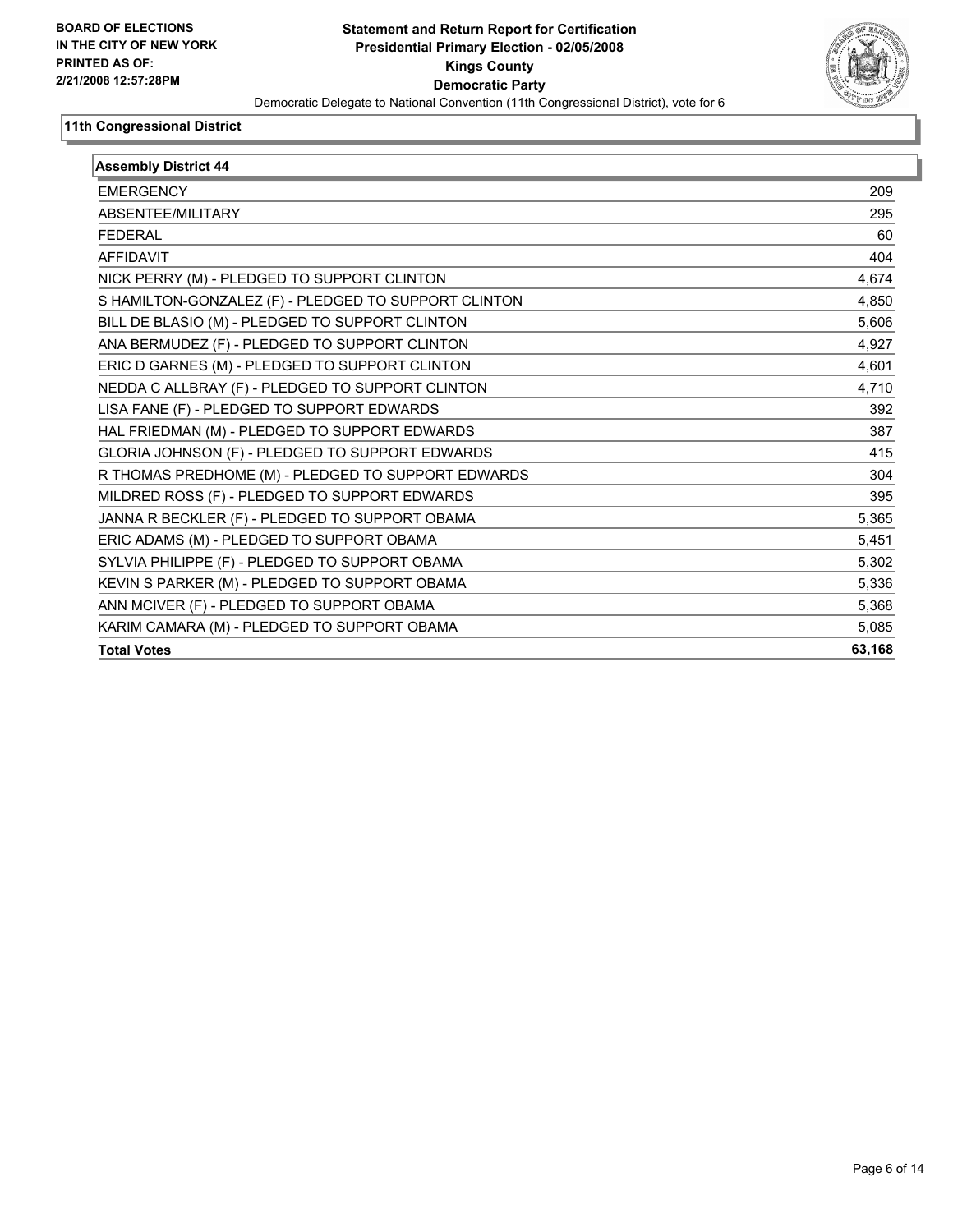**BOARD OF ELECTIONS IN THE CITY OF NEW YORK PRINTED AS OF: 2/21/2008 12:57:28PM**

# Statement and Return Report for Certification
## Presidential Primary Election - 02/05/2008
## Kings County
## Democratic Party

Democratic Delegate to National Convention (11th Congressional District), vote for 6

### 11th Congressional District

| Assembly District 44 | |
|---|---|
| EMERGENCY | 209 |
| ABSENTEE/MILITARY | 295 |
| FEDERAL | 60 |
| AFFIDAVIT | 404 |
| NICK PERRY (M) - PLEDGED TO SUPPORT CLINTON | 4,674 |
| S HAMILTON-GONZALEZ (F) - PLEDGED TO SUPPORT CLINTON | 4,850 |
| BILL DE BLASIO (M) - PLEDGED TO SUPPORT CLINTON | 5,606 |
| ANA BERMUDEZ (F) - PLEDGED TO SUPPORT CLINTON | 4,927 |
| ERIC D GARNES (M) - PLEDGED TO SUPPORT CLINTON | 4,601 |
| NEDDA C ALLBRAY (F) - PLEDGED TO SUPPORT CLINTON | 4,710 |
| LISA FANE (F) - PLEDGED TO SUPPORT EDWARDS | 392 |
| HAL FRIEDMAN (M) - PLEDGED TO SUPPORT EDWARDS | 387 |
| GLORIA JOHNSON (F) - PLEDGED TO SUPPORT EDWARDS | 415 |
| R THOMAS PREDHOME (M) - PLEDGED TO SUPPORT EDWARDS | 304 |
| MILDRED ROSS (F) - PLEDGED TO SUPPORT EDWARDS | 395 |
| JANNA R BECKLER (F) - PLEDGED TO SUPPORT OBAMA | 5,365 |
| ERIC ADAMS (M) - PLEDGED TO SUPPORT OBAMA | 5,451 |
| SYLVIA PHILIPPE (F) - PLEDGED TO SUPPORT OBAMA | 5,302 |
| KEVIN S PARKER (M) - PLEDGED TO SUPPORT OBAMA | 5,336 |
| ANN MCIVER (F) - PLEDGED TO SUPPORT OBAMA | 5,368 |
| KARIM CAMARA (M) - PLEDGED TO SUPPORT OBAMA | 5,085 |
| **Total Votes** | **63,168** |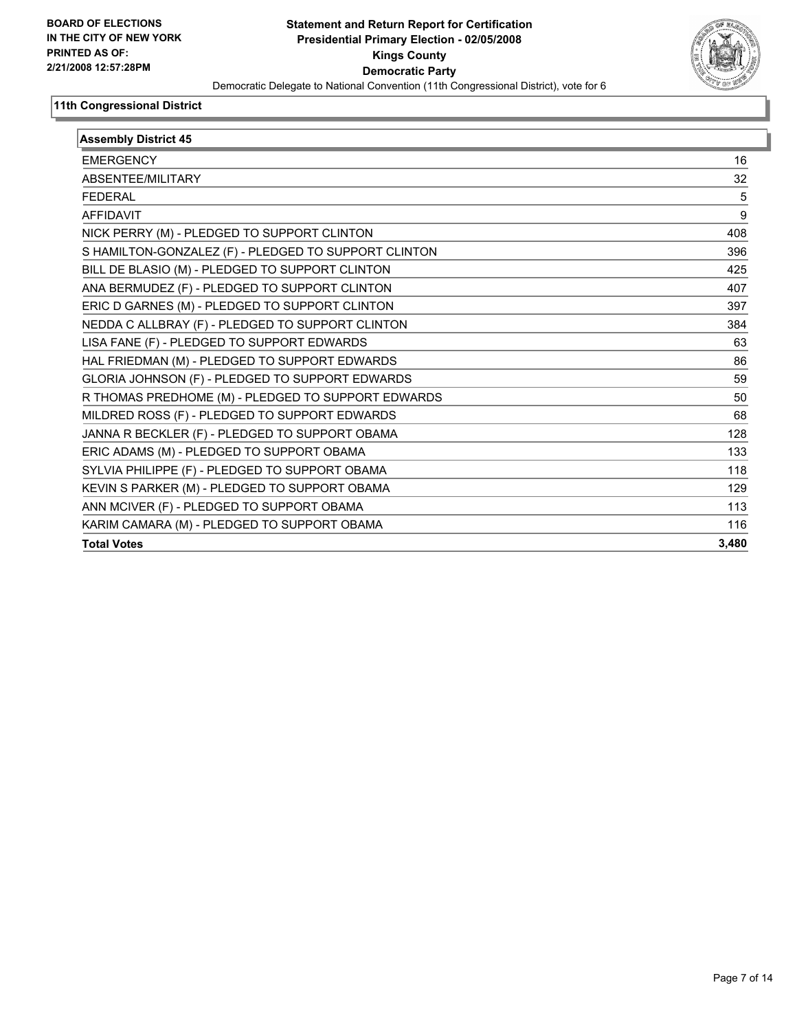**BOARD OF ELECTIONS IN THE CITY OF NEW YORK PRINTED AS OF: 2/21/2008 12:57:28PM**

**Statement and Return Report for Certification**
**Presidential Primary Election - 02/05/2008**
**Kings County**
**Democratic Party**
Democratic Delegate to National Convention (11th Congressional District), vote for 6

**11th Congressional District**

| Assembly District 45 | |
|---|---|
| EMERGENCY | 16 |
| ABSENTEE/MILITARY | 32 |
| FEDERAL | 5 |
| AFFIDAVIT | 9 |
| NICK PERRY (M) - PLEDGED TO SUPPORT CLINTON | 408 |
| S HAMILTON-GONZALEZ (F) - PLEDGED TO SUPPORT CLINTON | 396 |
| BILL DE BLASIO (M) - PLEDGED TO SUPPORT CLINTON | 425 |
| ANA BERMUDEZ (F) - PLEDGED TO SUPPORT CLINTON | 407 |
| ERIC D GARNES (M) - PLEDGED TO SUPPORT CLINTON | 397 |
| NEDDA C ALLBRAY (F) - PLEDGED TO SUPPORT CLINTON | 384 |
| LISA FANE (F) - PLEDGED TO SUPPORT EDWARDS | 63 |
| HAL FRIEDMAN (M) - PLEDGED TO SUPPORT EDWARDS | 86 |
| GLORIA JOHNSON (F) - PLEDGED TO SUPPORT EDWARDS | 59 |
| R THOMAS PREDHOME (M) - PLEDGED TO SUPPORT EDWARDS | 50 |
| MILDRED ROSS (F) - PLEDGED TO SUPPORT EDWARDS | 68 |
| JANNA R BECKLER (F) - PLEDGED TO SUPPORT OBAMA | 128 |
| ERIC ADAMS (M) - PLEDGED TO SUPPORT OBAMA | 133 |
| SYLVIA PHILIPPE (F) - PLEDGED TO SUPPORT OBAMA | 118 |
| KEVIN S PARKER (M) - PLEDGED TO SUPPORT OBAMA | 129 |
| ANN MCIVER (F) - PLEDGED TO SUPPORT OBAMA | 113 |
| KARIM CAMARA (M) - PLEDGED TO SUPPORT OBAMA | 116 |
| **Total Votes** | **3,480** |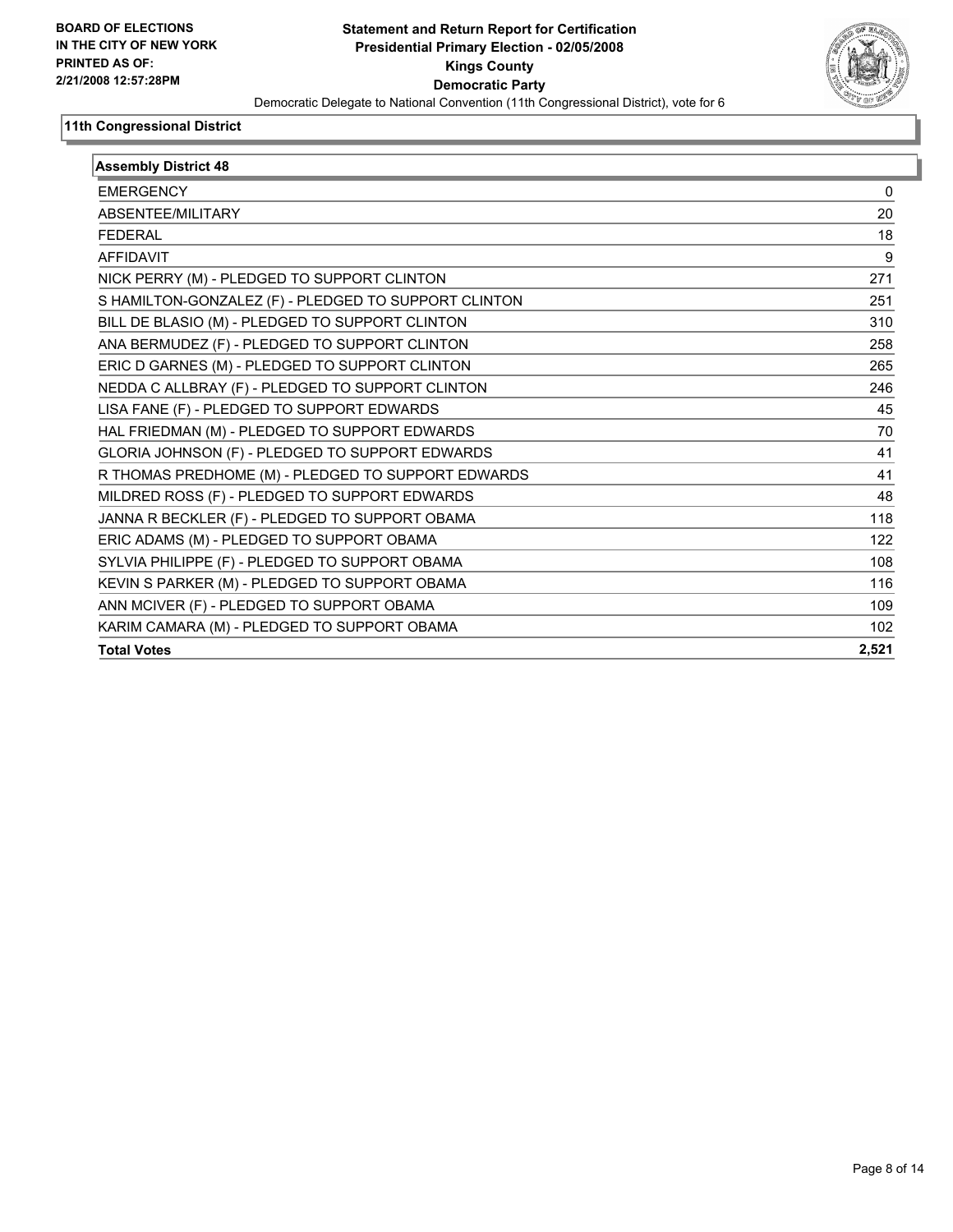**BOARD OF ELECTIONS IN THE CITY OF NEW YORK**
**PRINTED AS OF: 2/21/2008 12:57:28PM**

# Statement and Return Report for Certification
## Presidential Primary Election - 02/05/2008
## Kings County
## Democratic Party

Democratic Delegate to National Convention (11th Congressional District), vote for 6

### 11th Congressional District

| Assembly District 48 | |
|---|---|
| EMERGENCY | 0 |
| ABSENTEE/MILITARY | 20 |
| FEDERAL | 18 |
| AFFIDAVIT | 9 |
| NICK PERRY (M) - PLEDGED TO SUPPORT CLINTON | 271 |
| S HAMILTON-GONZALEZ (F) - PLEDGED TO SUPPORT CLINTON | 251 |
| BILL DE BLASIO (M) - PLEDGED TO SUPPORT CLINTON | 310 |
| ANA BERMUDEZ (F) - PLEDGED TO SUPPORT CLINTON | 258 |
| ERIC D GARNES (M) - PLEDGED TO SUPPORT CLINTON | 265 |
| NEDDA C ALLBRAY (F) - PLEDGED TO SUPPORT CLINTON | 246 |
| LISA FANE (F) - PLEDGED TO SUPPORT EDWARDS | 45 |
| HAL FRIEDMAN (M) - PLEDGED TO SUPPORT EDWARDS | 70 |
| GLORIA JOHNSON (F) - PLEDGED TO SUPPORT EDWARDS | 41 |
| R THOMAS PREDHOME (M) - PLEDGED TO SUPPORT EDWARDS | 41 |
| MILDRED ROSS (F) - PLEDGED TO SUPPORT EDWARDS | 48 |
| JANNA R BECKLER (F) - PLEDGED TO SUPPORT OBAMA | 118 |
| ERIC ADAMS (M) - PLEDGED TO SUPPORT OBAMA | 122 |
| SYLVIA PHILIPPE (F) - PLEDGED TO SUPPORT OBAMA | 108 |
| KEVIN S PARKER (M) - PLEDGED TO SUPPORT OBAMA | 116 |
| ANN MCIVER (F) - PLEDGED TO SUPPORT OBAMA | 109 |
| KARIM CAMARA (M) - PLEDGED TO SUPPORT OBAMA | 102 |
| **Total Votes** | **2,521** |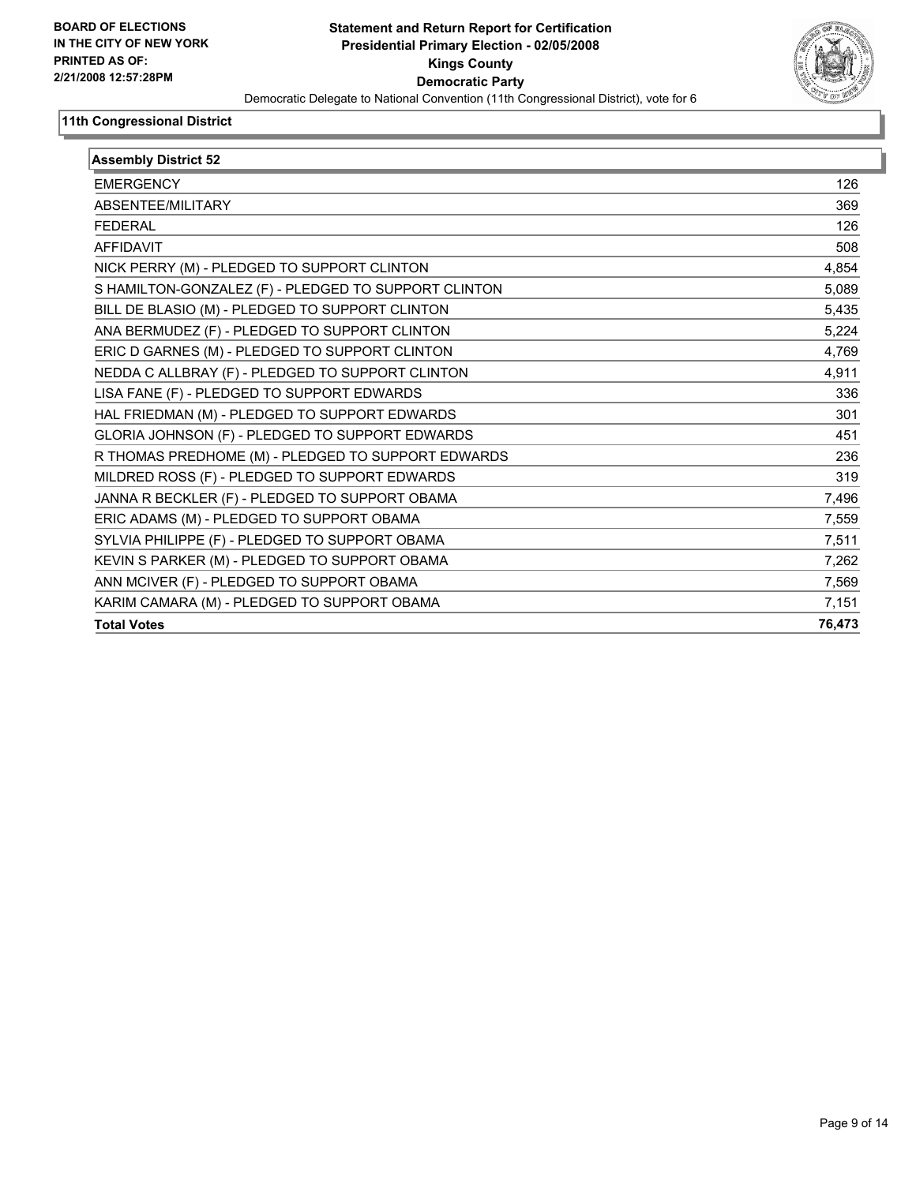**BOARD OF ELECTIONS IN THE CITY OF NEW YORK PRINTED AS OF: 2/21/2008 12:57:28PM**

# Statement and Return Report for Certification
## Presidential Primary Election - 02/05/2008
## Kings County
## Democratic Party

Democratic Delegate to National Convention (11th Congressional District), vote for 6

### 11th Congressional District

| Assembly District 52 | |
|---|---|
| EMERGENCY | 126 |
| ABSENTEE/MILITARY | 369 |
| FEDERAL | 126 |
| AFFIDAVIT | 508 |
| NICK PERRY (M) - PLEDGED TO SUPPORT CLINTON | 4,854 |
| S HAMILTON-GONZALEZ (F) - PLEDGED TO SUPPORT CLINTON | 5,089 |
| BILL DE BLASIO (M) - PLEDGED TO SUPPORT CLINTON | 5,435 |
| ANA BERMUDEZ (F) - PLEDGED TO SUPPORT CLINTON | 5,224 |
| ERIC D GARNES (M) - PLEDGED TO SUPPORT CLINTON | 4,769 |
| NEDDA C ALLBRAY (F) - PLEDGED TO SUPPORT CLINTON | 4,911 |
| LISA FANE (F) - PLEDGED TO SUPPORT EDWARDS | 336 |
| HAL FRIEDMAN (M) - PLEDGED TO SUPPORT EDWARDS | 301 |
| GLORIA JOHNSON (F) - PLEDGED TO SUPPORT EDWARDS | 451 |
| R THOMAS PREDHOME (M) - PLEDGED TO SUPPORT EDWARDS | 236 |
| MILDRED ROSS (F) - PLEDGED TO SUPPORT EDWARDS | 319 |
| JANNA R BECKLER (F) - PLEDGED TO SUPPORT OBAMA | 7,496 |
| ERIC ADAMS (M) - PLEDGED TO SUPPORT OBAMA | 7,559 |
| SYLVIA PHILIPPE (F) - PLEDGED TO SUPPORT OBAMA | 7,511 |
| KEVIN S PARKER (M) - PLEDGED TO SUPPORT OBAMA | 7,262 |
| ANN MCIVER (F) - PLEDGED TO SUPPORT OBAMA | 7,569 |
| KARIM CAMARA (M) - PLEDGED TO SUPPORT OBAMA | 7,151 |
| **Total Votes** | **76,473** |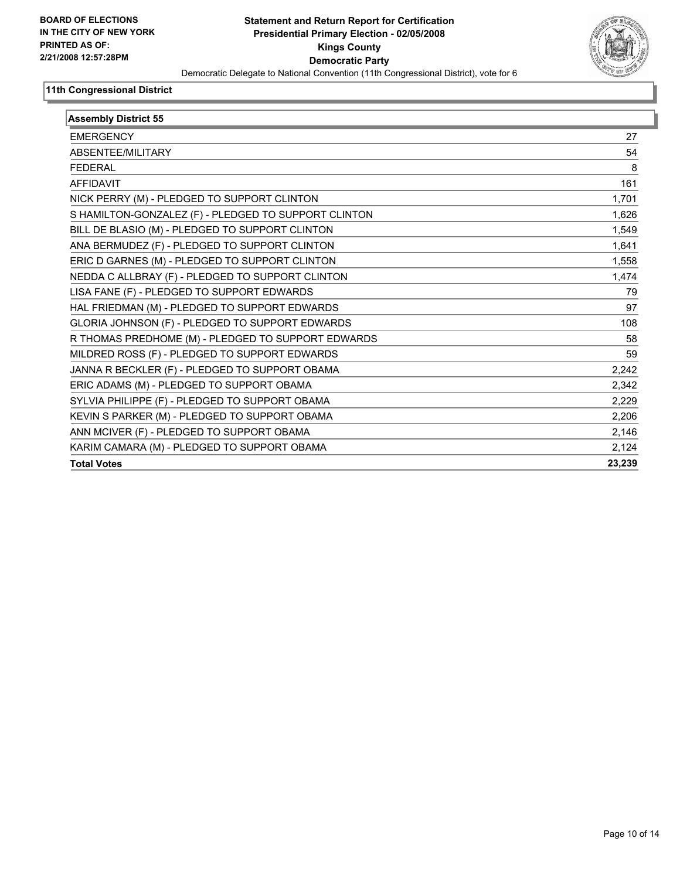**BOARD OF ELECTIONS IN THE CITY OF NEW YORK PRINTED AS OF: 2/21/2008 12:57:28PM**

# Statement and Return Report for Certification
## Presidential Primary Election - 02/05/2008
## Kings County
## Democratic Party

Democratic Delegate to National Convention (11th Congressional District), vote for 6

### 11th Congressional District

| Assembly District 55 | |
|---|---|
| EMERGENCY | 27 |
| ABSENTEE/MILITARY | 54 |
| FEDERAL | 8 |
| AFFIDAVIT | 161 |
| NICK PERRY (M) - PLEDGED TO SUPPORT CLINTON | 1,701 |
| S HAMILTON-GONZALEZ (F) - PLEDGED TO SUPPORT CLINTON | 1,626 |
| BILL DE BLASIO (M) - PLEDGED TO SUPPORT CLINTON | 1,549 |
| ANA BERMUDEZ (F) - PLEDGED TO SUPPORT CLINTON | 1,641 |
| ERIC D GARNES (M) - PLEDGED TO SUPPORT CLINTON | 1,558 |
| NEDDA C ALLBRAY (F) - PLEDGED TO SUPPORT CLINTON | 1,474 |
| LISA FANE (F) - PLEDGED TO SUPPORT EDWARDS | 79 |
| HAL FRIEDMAN (M) - PLEDGED TO SUPPORT EDWARDS | 97 |
| GLORIA JOHNSON (F) - PLEDGED TO SUPPORT EDWARDS | 108 |
| R THOMAS PREDHOME (M) - PLEDGED TO SUPPORT EDWARDS | 58 |
| MILDRED ROSS (F) - PLEDGED TO SUPPORT EDWARDS | 59 |
| JANNA R BECKLER (F) - PLEDGED TO SUPPORT OBAMA | 2,242 |
| ERIC ADAMS (M) - PLEDGED TO SUPPORT OBAMA | 2,342 |
| SYLVIA PHILIPPE (F) - PLEDGED TO SUPPORT OBAMA | 2,229 |
| KEVIN S PARKER (M) - PLEDGED TO SUPPORT OBAMA | 2,206 |
| ANN MCIVER (F) - PLEDGED TO SUPPORT OBAMA | 2,146 |
| KARIM CAMARA (M) - PLEDGED TO SUPPORT OBAMA | 2,124 |
| **Total Votes** | **23,239** |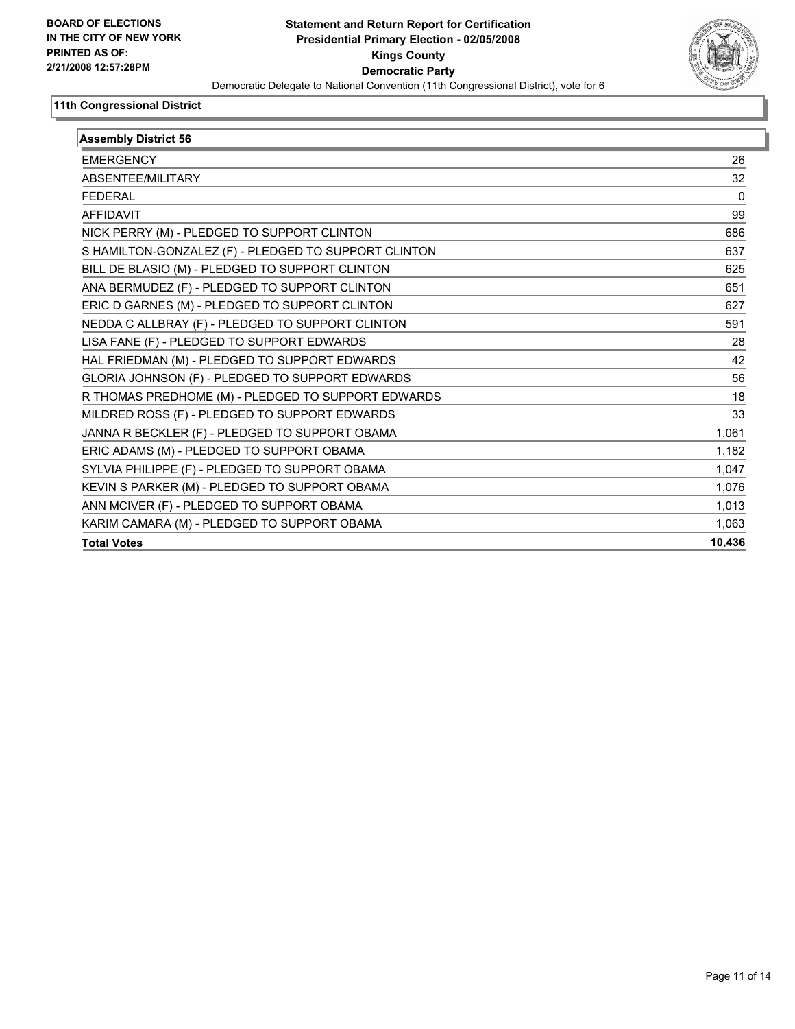**BOARD OF ELECTIONS IN THE CITY OF NEW YORK PRINTED AS OF: 2/21/2008 12:57:28PM**

# Statement and Return Report for Certification
## Presidential Primary Election - 02/05/2008
## Kings County
## Democratic Party

Democratic Delegate to National Convention (11th Congressional District), vote for 6

### 11th Congressional District

| Assembly District 56 | |
|---|---|
| EMERGENCY | 26 |
| ABSENTEE/MILITARY | 32 |
| FEDERAL | 0 |
| AFFIDAVIT | 99 |
| NICK PERRY (M) - PLEDGED TO SUPPORT CLINTON | 686 |
| S HAMILTON-GONZALEZ (F) - PLEDGED TO SUPPORT CLINTON | 637 |
| BILL DE BLASIO (M) - PLEDGED TO SUPPORT CLINTON | 625 |
| ANA BERMUDEZ (F) - PLEDGED TO SUPPORT CLINTON | 651 |
| ERIC D GARNES (M) - PLEDGED TO SUPPORT CLINTON | 627 |
| NEDDA C ALLBRAY (F) - PLEDGED TO SUPPORT CLINTON | 591 |
| LISA FANE (F) - PLEDGED TO SUPPORT EDWARDS | 28 |
| HAL FRIEDMAN (M) - PLEDGED TO SUPPORT EDWARDS | 42 |
| GLORIA JOHNSON (F) - PLEDGED TO SUPPORT EDWARDS | 56 |
| R THOMAS PREDHOME (M) - PLEDGED TO SUPPORT EDWARDS | 18 |
| MILDRED ROSS (F) - PLEDGED TO SUPPORT EDWARDS | 33 |
| JANNA R BECKLER (F) - PLEDGED TO SUPPORT OBAMA | 1,061 |
| ERIC ADAMS (M) - PLEDGED TO SUPPORT OBAMA | 1,182 |
| SYLVIA PHILIPPE (F) - PLEDGED TO SUPPORT OBAMA | 1,047 |
| KEVIN S PARKER (M) - PLEDGED TO SUPPORT OBAMA | 1,076 |
| ANN MCIVER (F) - PLEDGED TO SUPPORT OBAMA | 1,013 |
| KARIM CAMARA (M) - PLEDGED TO SUPPORT OBAMA | 1,063 |
| **Total Votes** | **10,436** |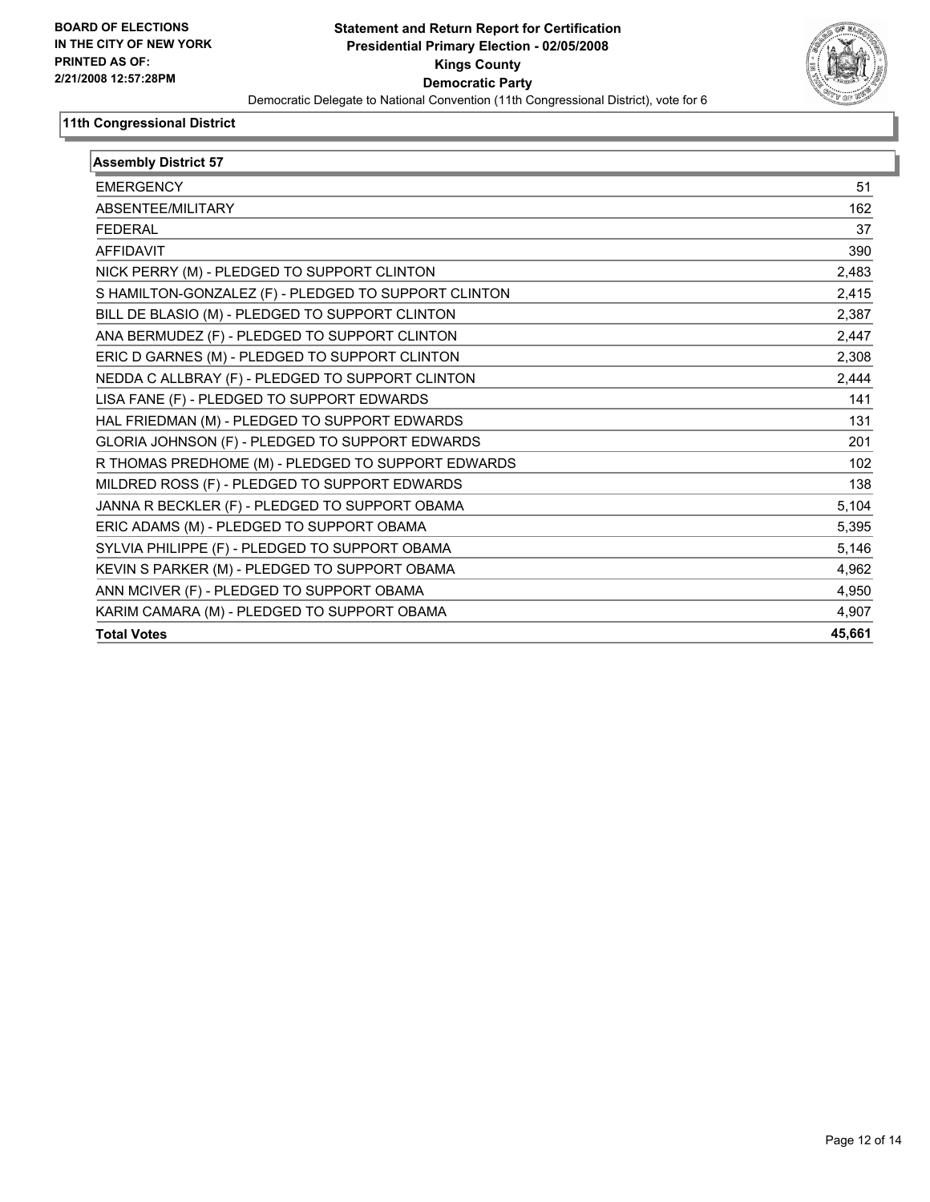**BOARD OF ELECTIONS IN THE CITY OF NEW YORK**
**PRINTED AS OF: 2/21/2008 12:57:28PM**

# Statement and Return Report for Certification
## Presidential Primary Election - 02/05/2008
## Kings County
## Democratic Party

Democratic Delegate to National Convention (11th Congressional District), vote for 6

**11th Congressional District**

| Assembly District 57 | |
|---|---|
| EMERGENCY | 51 |
| ABSENTEE/MILITARY | 162 |
| FEDERAL | 37 |
| AFFIDAVIT | 390 |
| NICK PERRY (M) - PLEDGED TO SUPPORT CLINTON | 2,483 |
| S HAMILTON-GONZALEZ (F) - PLEDGED TO SUPPORT CLINTON | 2,415 |
| BILL DE BLASIO (M) - PLEDGED TO SUPPORT CLINTON | 2,387 |
| ANA BERMUDEZ (F) - PLEDGED TO SUPPORT CLINTON | 2,447 |
| ERIC D GARNES (M) - PLEDGED TO SUPPORT CLINTON | 2,308 |
| NEDDA C ALLBRAY (F) - PLEDGED TO SUPPORT CLINTON | 2,444 |
| LISA FANE (F) - PLEDGED TO SUPPORT EDWARDS | 141 |
| HAL FRIEDMAN (M) - PLEDGED TO SUPPORT EDWARDS | 131 |
| GLORIA JOHNSON (F) - PLEDGED TO SUPPORT EDWARDS | 201 |
| R THOMAS PREDHOME (M) - PLEDGED TO SUPPORT EDWARDS | 102 |
| MILDRED ROSS (F) - PLEDGED TO SUPPORT EDWARDS | 138 |
| JANNA R BECKLER (F) - PLEDGED TO SUPPORT OBAMA | 5,104 |
| ERIC ADAMS (M) - PLEDGED TO SUPPORT OBAMA | 5,395 |
| SYLVIA PHILIPPE (F) - PLEDGED TO SUPPORT OBAMA | 5,146 |
| KEVIN S PARKER (M) - PLEDGED TO SUPPORT OBAMA | 4,962 |
| ANN MCIVER (F) - PLEDGED TO SUPPORT OBAMA | 4,950 |
| KARIM CAMARA (M) - PLEDGED TO SUPPORT OBAMA | 4,907 |
| **Total Votes** | **45,661** |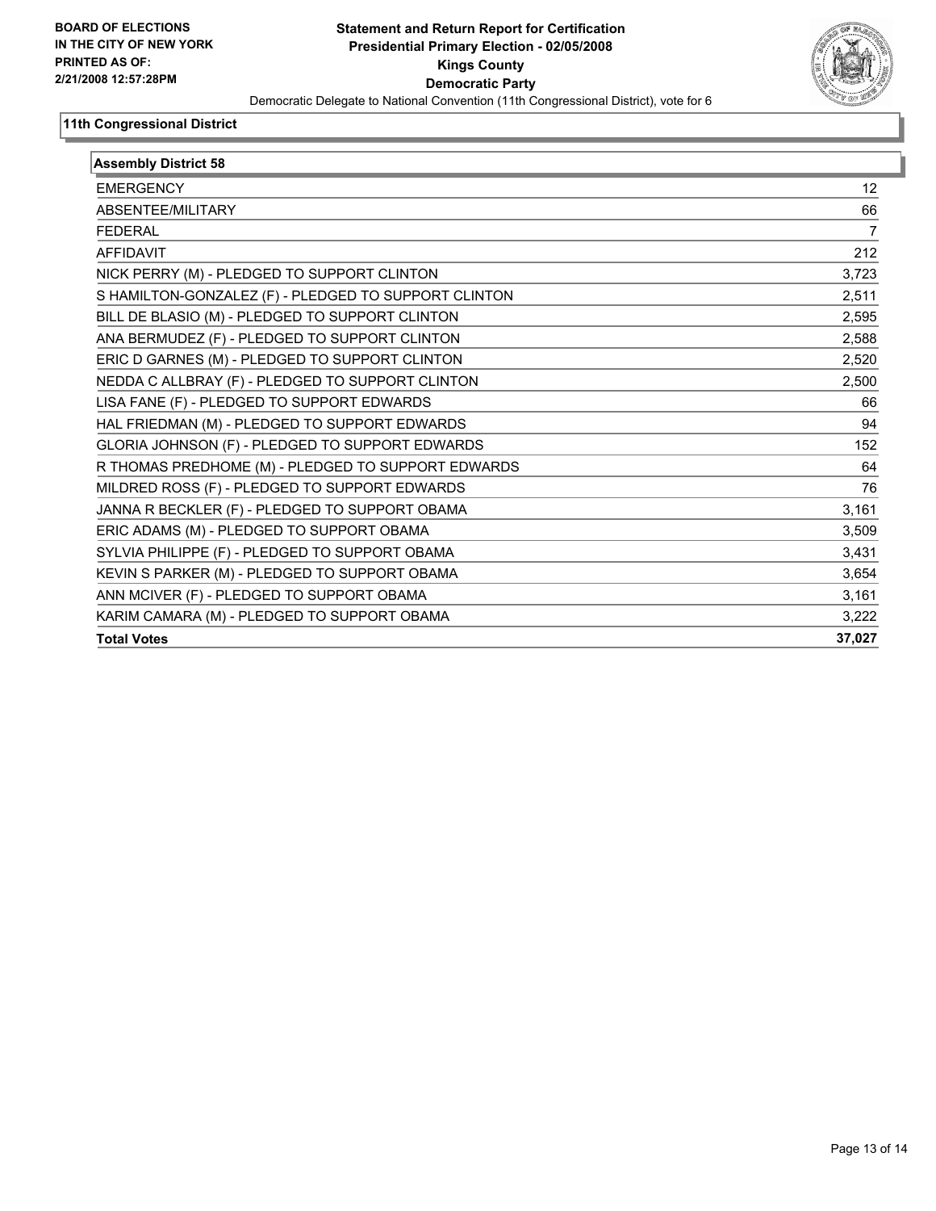**BOARD OF ELECTIONS IN THE CITY OF NEW YORK PRINTED AS OF: 2/21/2008 12:57:28PM**

**Statement and Return Report for Certification**
**Presidential Primary Election - 02/05/2008**
**Kings County**
**Democratic Party**
Democratic Delegate to National Convention (11th Congressional District), vote for 6

**11th Congressional District**

| Assembly District 58 | |
|---|---|
| EMERGENCY | 12 |
| ABSENTEE/MILITARY | 66 |
| FEDERAL | 7 |
| AFFIDAVIT | 212 |
| NICK PERRY (M) - PLEDGED TO SUPPORT CLINTON | 3,723 |
| S HAMILTON-GONZALEZ (F) - PLEDGED TO SUPPORT CLINTON | 2,511 |
| BILL DE BLASIO (M) - PLEDGED TO SUPPORT CLINTON | 2,595 |
| ANA BERMUDEZ (F) - PLEDGED TO SUPPORT CLINTON | 2,588 |
| ERIC D GARNES (M) - PLEDGED TO SUPPORT CLINTON | 2,520 |
| NEDDA C ALLBRAY (F) - PLEDGED TO SUPPORT CLINTON | 2,500 |
| LISA FANE (F) - PLEDGED TO SUPPORT EDWARDS | 66 |
| HAL FRIEDMAN (M) - PLEDGED TO SUPPORT EDWARDS | 94 |
| GLORIA JOHNSON (F) - PLEDGED TO SUPPORT EDWARDS | 152 |
| R THOMAS PREDHOME (M) - PLEDGED TO SUPPORT EDWARDS | 64 |
| MILDRED ROSS (F) - PLEDGED TO SUPPORT EDWARDS | 76 |
| JANNA R BECKLER (F) - PLEDGED TO SUPPORT OBAMA | 3,161 |
| ERIC ADAMS (M) - PLEDGED TO SUPPORT OBAMA | 3,509 |
| SYLVIA PHILIPPE (F) - PLEDGED TO SUPPORT OBAMA | 3,431 |
| KEVIN S PARKER (M) - PLEDGED TO SUPPORT OBAMA | 3,654 |
| ANN MCIVER (F) - PLEDGED TO SUPPORT OBAMA | 3,161 |
| KARIM CAMARA (M) - PLEDGED TO SUPPORT OBAMA | 3,222 |
| **Total Votes** | **37,027** |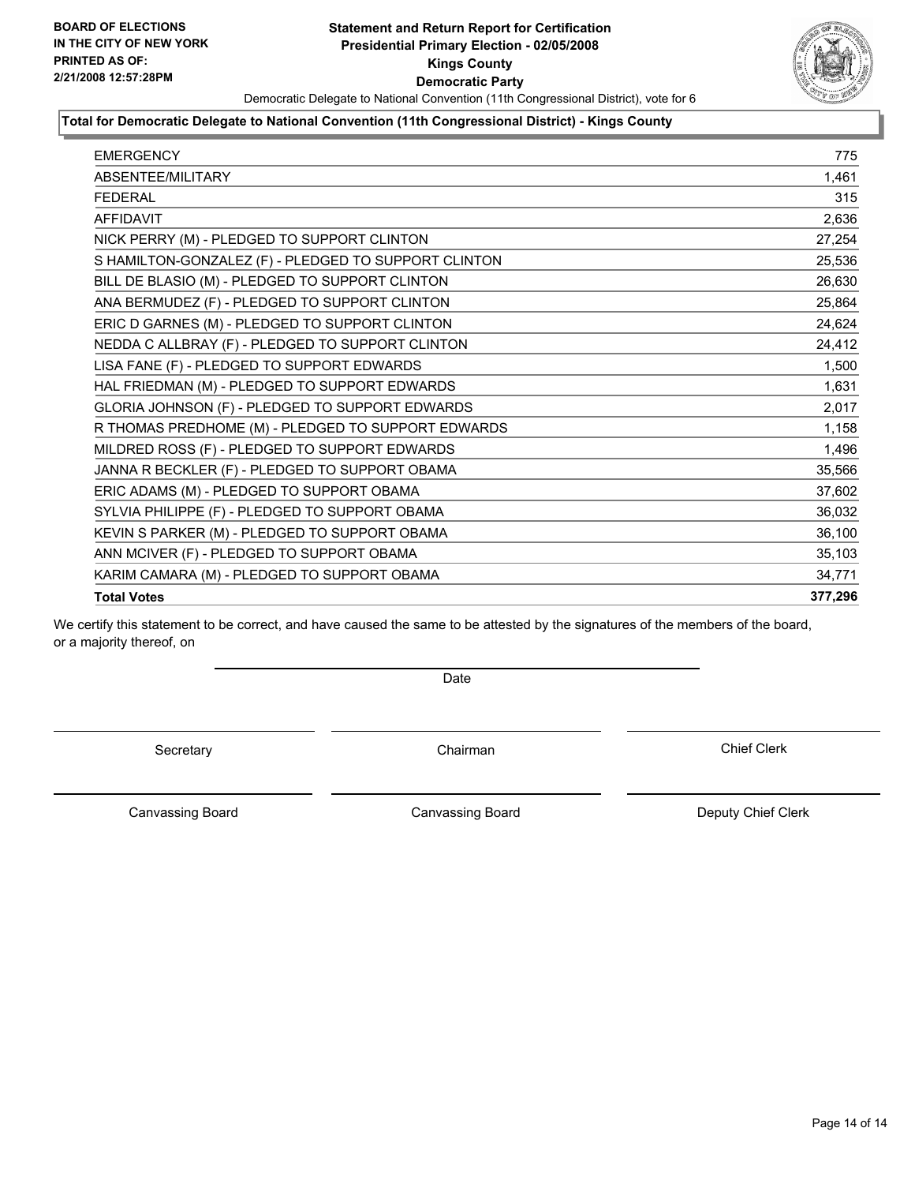**BOARD OF ELECTIONS IN THE CITY OF NEW YORK PRINTED AS OF: 2/21/2008 12:57:28PM**

**Statement and Return Report for Certification**
**Presidential Primary Election - 02/05/2008**
**Kings County**
**Democratic Party**

Democratic Delegate to National Convention (11th Congressional District), vote for 6

**Total for Democratic Delegate to National Convention (11th Congressional District) - Kings County**

| | |
|---|---|
| EMERGENCY | 775 |
| ABSENTEE/MILITARY | 1,461 |
| FEDERAL | 315 |
| AFFIDAVIT | 2,636 |
| NICK PERRY (M) - PLEDGED TO SUPPORT CLINTON | 27,254 |
| S HAMILTON-GONZALEZ (F) - PLEDGED TO SUPPORT CLINTON | 25,536 |
| BILL DE BLASIO (M) - PLEDGED TO SUPPORT CLINTON | 26,630 |
| ANA BERMUDEZ (F) - PLEDGED TO SUPPORT CLINTON | 25,864 |
| ERIC D GARNES (M) - PLEDGED TO SUPPORT CLINTON | 24,624 |
| NEDDA C ALLBRAY (F) - PLEDGED TO SUPPORT CLINTON | 24,412 |
| LISA FANE (F) - PLEDGED TO SUPPORT EDWARDS | 1,500 |
| HAL FRIEDMAN (M) - PLEDGED TO SUPPORT EDWARDS | 1,631 |
| GLORIA JOHNSON (F) - PLEDGED TO SUPPORT EDWARDS | 2,017 |
| R THOMAS PREDHOME (M) - PLEDGED TO SUPPORT EDWARDS | 1,158 |
| MILDRED ROSS (F) - PLEDGED TO SUPPORT EDWARDS | 1,496 |
| JANNA R BECKLER (F) - PLEDGED TO SUPPORT OBAMA | 35,566 |
| ERIC ADAMS (M) - PLEDGED TO SUPPORT OBAMA | 37,602 |
| SYLVIA PHILIPPE (F) - PLEDGED TO SUPPORT OBAMA | 36,032 |
| KEVIN S PARKER (M) - PLEDGED TO SUPPORT OBAMA | 36,100 |
| ANN MCIVER (F) - PLEDGED TO SUPPORT OBAMA | 35,103 |
| KARIM CAMARA (M) - PLEDGED TO SUPPORT OBAMA | 34,771 |
| **Total Votes** | **377,296** |

We certify this statement to be correct, and have caused the same to be attested by the signatures of the members of the board, or a majority thereof, on

Date

Secretary

Chairman

Chief Clerk

Canvassing Board

Canvassing Board

Deputy Chief Clerk